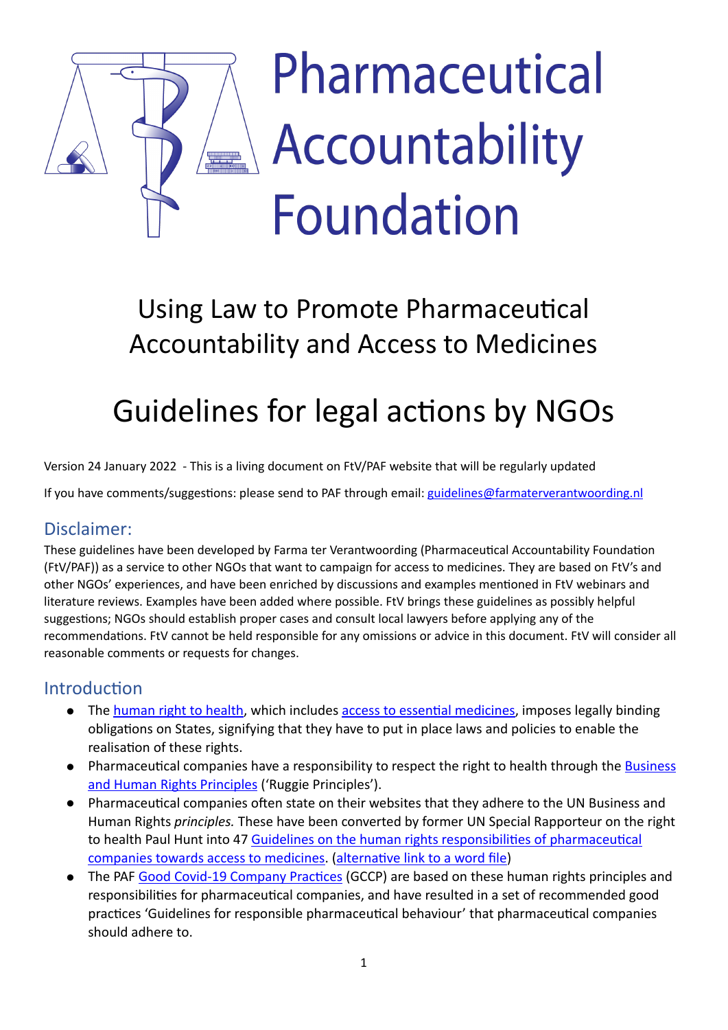# Pharmaceutical Accountability Foundation

## Using Law to Promote Pharmaceutical Accountability and Access to Medicines

# Guidelines for legal actions by NGOs

Version 24 January 2022 - This is a living document on FtV/PAF website that will be regularly updated

If you have comments/suggestions: please send to PAF through email: guidelines@farmaterverantwoording.nl

## Disclaimer:

These guidelines have been developed by Farma ter Verantwoording (Pharmaceutical Accountability Foundation (FtV/PAF)) as a service to other NGOs that want to campaign for access to medicines. They are based on FtV's and other NGOs' experiences, and have been enriched by discussions and examples mentioned in FtV webinars and literature reviews. Examples have been added where possible. FtV brings these guidelines as possibly helpful suggestions; NGOs should establish proper cases and consult local lawyers before applying any of the recommendations. FtV cannot be held responsible for any omissions or advice in this document. FtV will consider all reasonable comments or requests for changes.

## Introduction

- The human right to health, which includes access to essential medicines, imposes legally binding obligations on States, signifying that they have to put in place laws and policies to enable the realisation of these rights.
- Pharmaceutical companies have a responsibility to respect the right to health through the Business and Human Rights Principles ('Ruggie Principles').
- Pharmaceutical companies often state on their websites that they adhere to the UN Business and Human Rights *principles.* These have been converted by former UN Special Rapporteur on the right to health Paul Hunt into 47 Guidelines on the human rights responsibilities of pharmaceutical companies towards access to medicines. (alternative link to a word file)
- The PAF Good Covid-19 Company Practices (GCCP) are based on these human rights principles and responsibilities for pharmaceutical companies, and have resulted in a set of recommended good practices 'Guidelines for responsible pharmaceutical behaviour' that pharmaceutical companies should adhere to.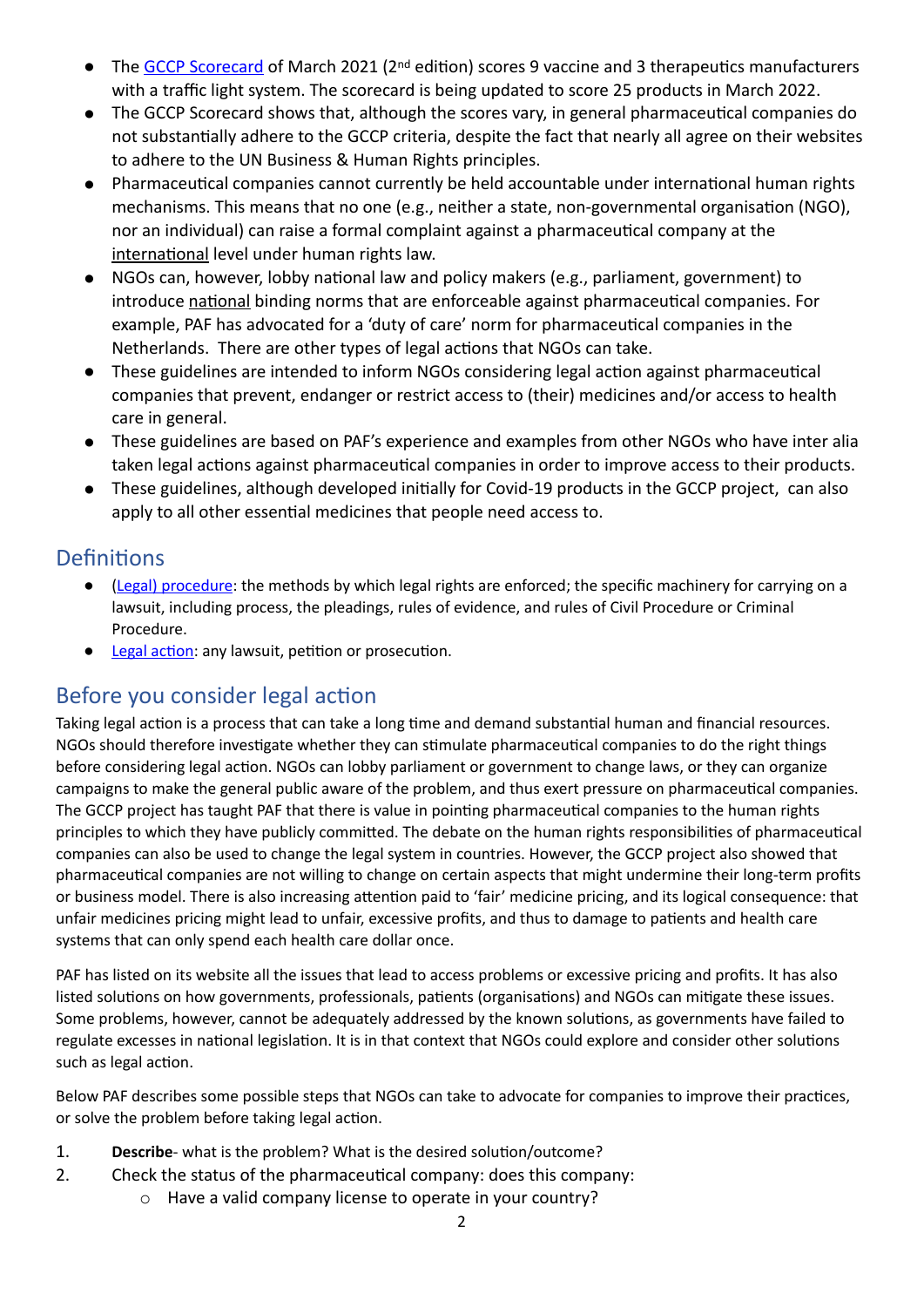- The [GCCP Scorecard](#) of March 2021 (2nd edition) scores 9 vaccine and 3 therapeutics manufacturers with a traffic light system. The scorecard is being updated to score 25 products in March 2022.
- The GCCP Scorecard shows that, although the scores vary, in general pharmaceutical companies do not substantially adhere to the GCCP criteria, despite the fact that nearly all agree on their websites to adhere to the UN Business & Human Rights principles.
- Pharmaceutical companies cannot currently be held accountable under international human rights mechanisms. This means that no one (e.g., neither a state, non-governmental organisation (NGO), nor an individual) can raise a formal complaint against a pharmaceutical company at the international level under human rights law.
- NGOs can, however, lobby national law and policy makers (e.g., parliament, government) to introduce national binding norms that are enforceable against pharmaceutical companies. For example, PAF has advocated for a 'duty of care' norm for pharmaceutical companies in the Netherlands. There are other types of legal actions that NGOs can take.
- These guidelines are intended to inform NGOs considering legal action against pharmaceutical companies that prevent, endanger or restrict access to (their) medicines and/or access to health care in general.
- These guidelines are based on PAF's experience and examples from other NGOs who have inter alia taken legal actions against pharmaceutical companies in order to improve access to their products.
- These guidelines, although developed initially for Covid-19 products in the GCCP project, can also apply to all other essential medicines that people need access to.

## Definitions

- [(Legal) procedure](#): the methods by which legal rights are enforced; the specific machinery for carrying on a lawsuit, including process, the pleadings, rules of evidence, and rules of Civil Procedure or Criminal Procedure.
- [Legal action](#): any lawsuit, petition or prosecution.

## Before you consider legal action

Taking legal action is a process that can take a long time and demand substantial human and financial resources. NGOs should therefore investigate whether they can stimulate pharmaceutical companies to do the right things before considering legal action. NGOs can lobby parliament or government to change laws, or they can organize campaigns to make the general public aware of the problem, and thus exert pressure on pharmaceutical companies. The GCCP project has taught PAF that there is value in pointing pharmaceutical companies to the human rights principles to which they have publicly committed. The debate on the human rights responsibilities of pharmaceutical companies can also be used to change the legal system in countries. However, the GCCP project also showed that pharmaceutical companies are not willing to change on certain aspects that might undermine their long-term profits or business model. There is also increasing attention paid to 'fair' medicine pricing, and its logical consequence: that unfair medicines pricing might lead to unfair, excessive profits, and thus to damage to patients and health care systems that can only spend each health care dollar once.

PAF has listed on its website all the issues that lead to access problems or excessive pricing and profits. It has also listed solutions on how governments, professionals, patients (organisations) and NGOs can mitigate these issues. Some problems, however, cannot be adequately addressed by the known solutions, as governments have failed to regulate excesses in national legislation. It is in that context that NGOs could explore and consider other solutions such as legal action.

Below PAF describes some possible steps that NGOs can take to advocate for companies to improve their practices, or solve the problem before taking legal action.

1. **Describe**- what is the problem? What is the desired solution/outcome?
2. Check the status of the pharmaceutical company: does this company:
    - Have a valid company license to operate in your country?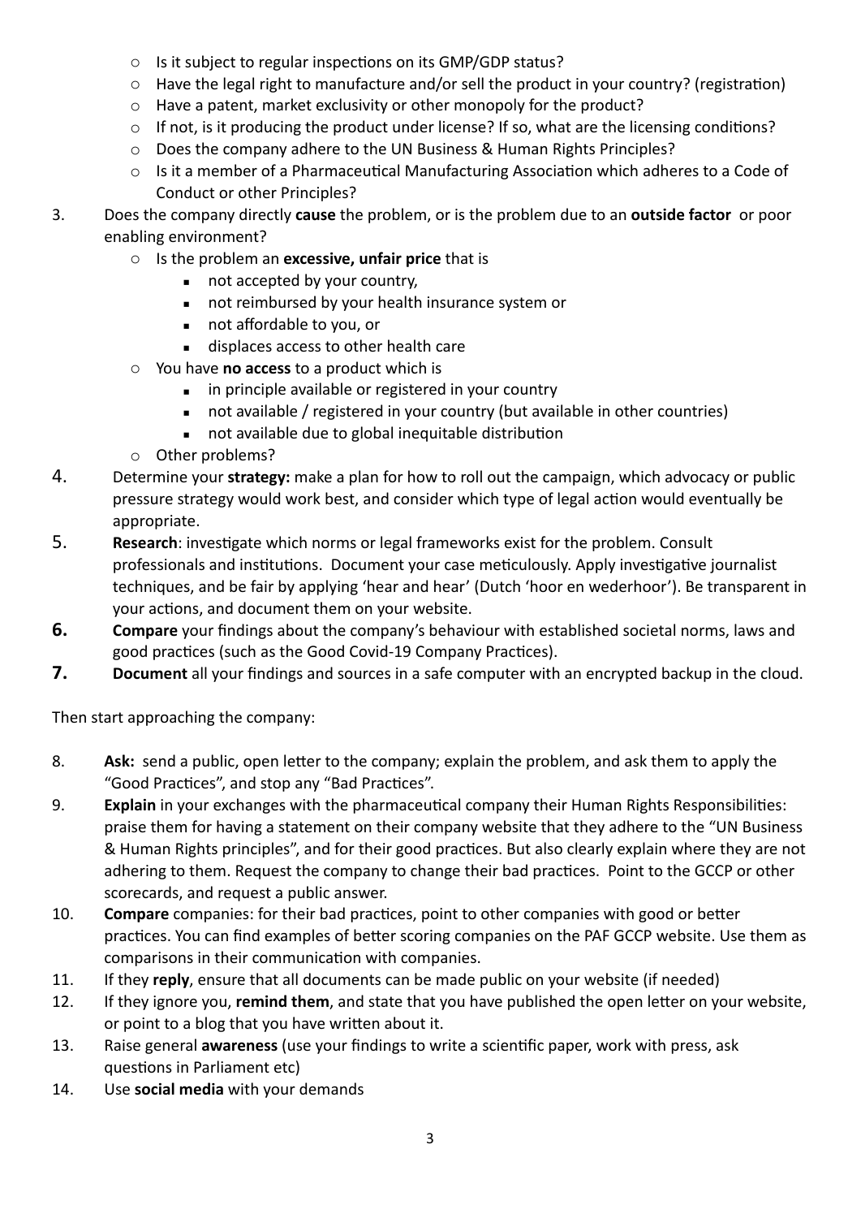- Is it subject to regular inspections on its GMP/GDP status?
- Have the legal right to manufacture and/or sell the product in your country? (registration)
- Have a patent, market exclusivity or other monopoly for the product?
- If not, is it producing the product under license? If so, what are the licensing conditions?
- Does the company adhere to the UN Business & Human Rights Principles?
- Is it a member of a Pharmaceutical Manufacturing Association which adheres to a Code of Conduct or other Principles?

3. Does the company directly **cause** the problem, or is the problem due to an **outside factor** or poor enabling environment?
   - Is the problem an **excessive, unfair price** that is
     - not accepted by your country,
     - not reimbursed by your health insurance system or
     - not affordable to you, or
     - displaces access to other health care
   - You have **no access** to a product which is
     - in principle available or registered in your country
     - not available / registered in your country (but available in other countries)
     - not available due to global inequitable distribution
   - Other problems?
4. Determine your **strategy:** make a plan for how to roll out the campaign, which advocacy or public pressure strategy would work best, and consider which type of legal action would eventually be appropriate.
5. **Research**: investigate which norms or legal frameworks exist for the problem. Consult professionals and institutions. Document your case meticulously. Apply investigative journalist techniques, and be fair by applying 'hear and hear' (Dutch 'hoor en wederhoor'). Be transparent in your actions, and document them on your website.
6. **Compare** your findings about the company's behaviour with established societal norms, laws and good practices (such as the Good Covid-19 Company Practices).
7. **Document** all your findings and sources in a safe computer with an encrypted backup in the cloud.

Then start approaching the company:

8. **Ask:** send a public, open letter to the company; explain the problem, and ask them to apply the "Good Practices", and stop any "Bad Practices".
9. **Explain** in your exchanges with the pharmaceutical company their Human Rights Responsibilities: praise them for having a statement on their company website that they adhere to the "UN Business & Human Rights principles", and for their good practices. But also clearly explain where they are not adhering to them. Request the company to change their bad practices. Point to the GCCP or other scorecards, and request a public answer.
10. **Compare** companies: for their bad practices, point to other companies with good or better practices. You can find examples of better scoring companies on the PAF GCCP website. Use them as comparisons in their communication with companies.
11. If they **reply**, ensure that all documents can be made public on your website (if needed)
12. If they ignore you, **remind them**, and state that you have published the open letter on your website, or point to a blog that you have written about it.
13. Raise general **awareness** (use your findings to write a scientific paper, work with press, ask questions in Parliament etc)
14. Use **social media** with your demands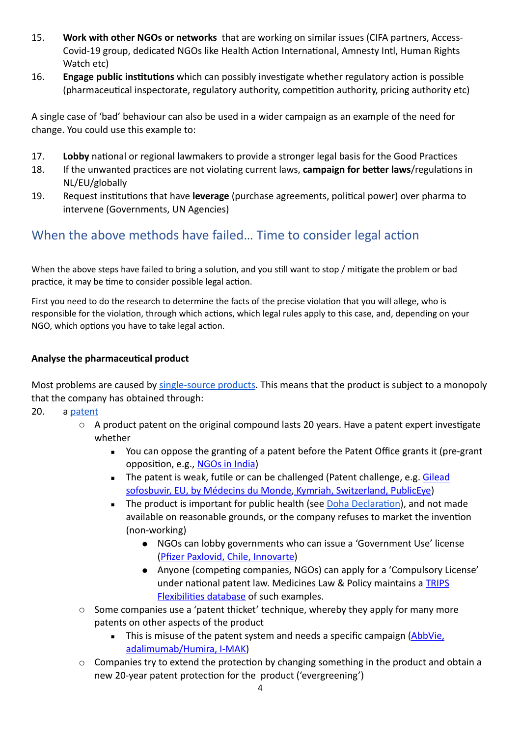15. **Work with other NGOs or networks** that are working on similar issues (CIFA partners, Access-Covid-19 group, dedicated NGOs like Health Action International, Amnesty Intl, Human Rights Watch etc)
16. **Engage public institutions** which can possibly investigate whether regulatory action is possible (pharmaceutical inspectorate, regulatory authority, competition authority, pricing authority etc)

A single case of 'bad' behaviour can also be used in a wider campaign as an example of the need for change. You could use this example to:

17. **Lobby** national or regional lawmakers to provide a stronger legal basis for the Good Practices
18. If the unwanted practices are not violating current laws, **campaign for better laws**/regulations in NL/EU/globally
19. Request institutions that have **leverage** (purchase agreements, political power) over pharma to intervene (Governments, UN Agencies)

## When the above methods have failed… Time to consider legal action

When the above steps have failed to bring a solution, and you still want to stop / mitigate the problem or bad practice, it may be time to consider possible legal action.

First you need to do the research to determine the facts of the precise violation that you will allege, who is responsible for the violation, through which actions, which legal rules apply to this case, and, depending on your NGO, which options you have to take legal action.

**Analyse the pharmaceutical product**

Most problems are caused by single-source products. This means that the product is subject to a monopoly that the company has obtained through:

20. a patent
    - A product patent on the original compound lasts 20 years. Have a patent expert investigate whether
        - You can oppose the granting of a patent before the Patent Office grants it (pre-grant opposition, e.g., NGOs in India)
        - The patent is weak, futile or can be challenged (Patent challenge, e.g. Gilead sofosbuvir, EU, by Médecins du Monde, Kymriah, Switzerland, PublicEye)
        - The product is important for public health (see Doha Declaration), and not made available on reasonable grounds, or the company refuses to market the invention (non-working)
            - NGOs can lobby governments who can issue a 'Government Use' license (Pfizer Paxlovid, Chile, Innovarte)
            - Anyone (competing companies, NGOs) can apply for a 'Compulsory License' under national patent law. Medicines Law & Policy maintains a TRIPS Flexibilities database of such examples.
    - Some companies use a 'patent thicket' technique, whereby they apply for many more patents on other aspects of the product
        - This is misuse of the patent system and needs a specific campaign (AbbVie, adalimumab/Humira, I-MAK)
    - Companies try to extend the protection by changing something in the product and obtain a new 20-year patent protection for the product ('evergreening')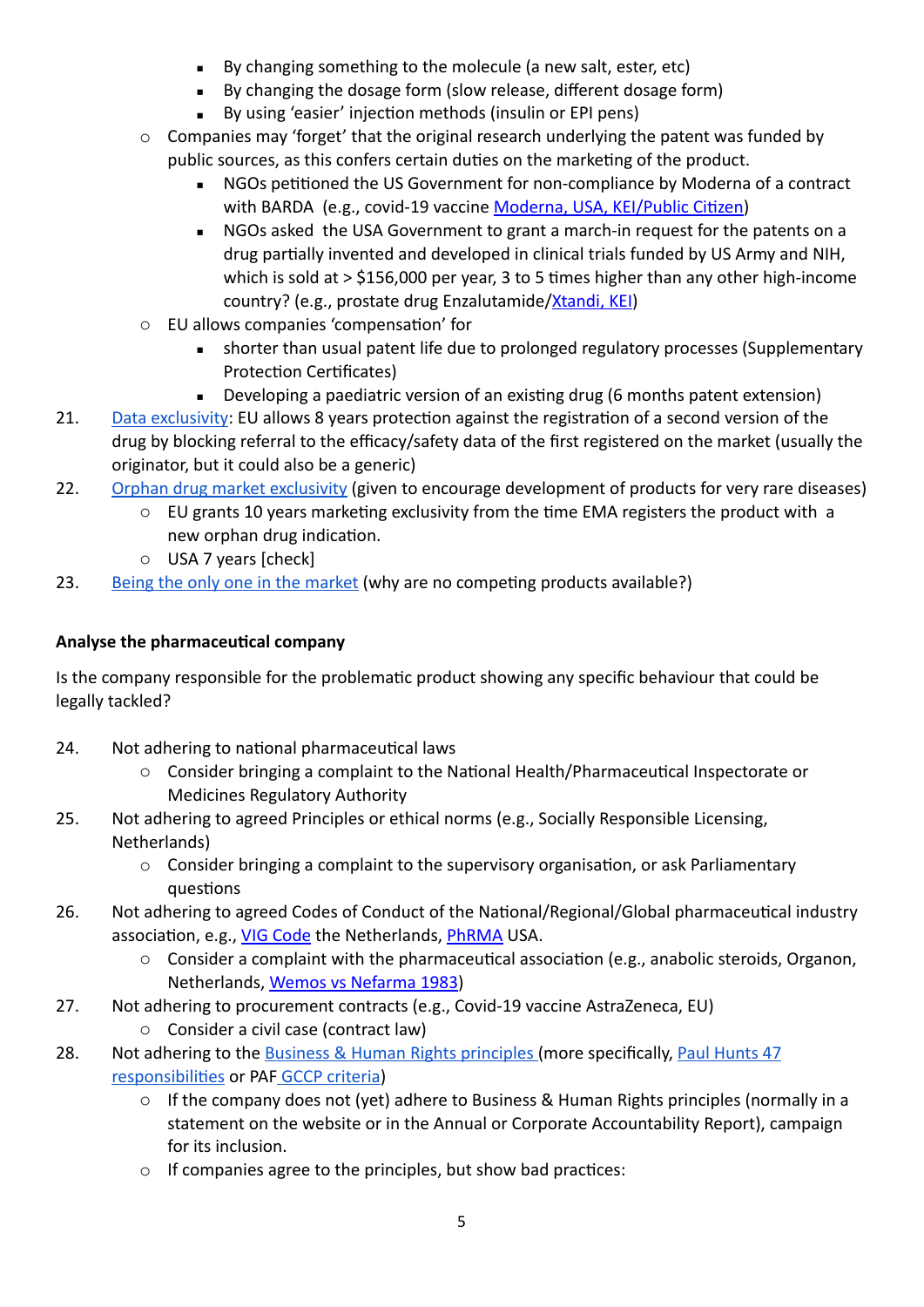- By changing something to the molecule (a new salt, ester, etc)
        - By changing the dosage form (slow release, different dosage form)
        - By using 'easier' injection methods (insulin or EPI pens)
    - Companies may 'forget' that the original research underlying the patent was funded by public sources, as this confers certain duties on the marketing of the product.
        - NGOs petitioned the US Government for non-compliance by Moderna of a contract with BARDA (e.g., covid-19 vaccine Moderna, USA, KEI/Public Citizen)
        - NGOs asked the USA Government to grant a march-in request for the patents on a drug partially invented and developed in clinical trials funded by US Army and NIH, which is sold at > $156,000 per year, 3 to 5 times higher than any other high-income country? (e.g., prostate drug Enzalutamide/Xtandi, KEI)
    - EU allows companies 'compensation' for
        - shorter than usual patent life due to prolonged regulatory processes (Supplementary Protection Certificates)
        - Developing a paediatric version of an existing drug (6 months patent extension)

21. Data exclusivity: EU allows 8 years protection against the registration of a second version of the drug by blocking referral to the efficacy/safety data of the first registered on the market (usually the originator, but it could also be a generic)
22. Orphan drug market exclusivity (given to encourage development of products for very rare diseases)
    - EU grants 10 years marketing exclusivity from the time EMA registers the product with a new orphan drug indication.
    - USA 7 years [check]
23. Being the only one in the market (why are no competing products available?)

**Analyse the pharmaceutical company**

Is the company responsible for the problematic product showing any specific behaviour that could be legally tackled?

24. Not adhering to national pharmaceutical laws
    - Consider bringing a complaint to the National Health/Pharmaceutical Inspectorate or Medicines Regulatory Authority
25. Not adhering to agreed Principles or ethical norms (e.g., Socially Responsible Licensing, Netherlands)
    - Consider bringing a complaint to the supervisory organisation, or ask Parliamentary questions
26. Not adhering to agreed Codes of Conduct of the National/Regional/Global pharmaceutical industry association, e.g., VIG Code the Netherlands, PhRMA USA.
    - Consider a complaint with the pharmaceutical association (e.g., anabolic steroids, Organon, Netherlands, Wemos vs Nefarma 1983)
27. Not adhering to procurement contracts (e.g., Covid-19 vaccine AstraZeneca, EU)
    - Consider a civil case (contract law)
28. Not adhering to the Business & Human Rights principles (more specifically, Paul Hunts 47 responsibilities or PAF GCCP criteria)
    - If the company does not (yet) adhere to Business & Human Rights principles (normally in a statement on the website or in the Annual or Corporate Accountability Report), campaign for its inclusion.
    - If companies agree to the principles, but show bad practices: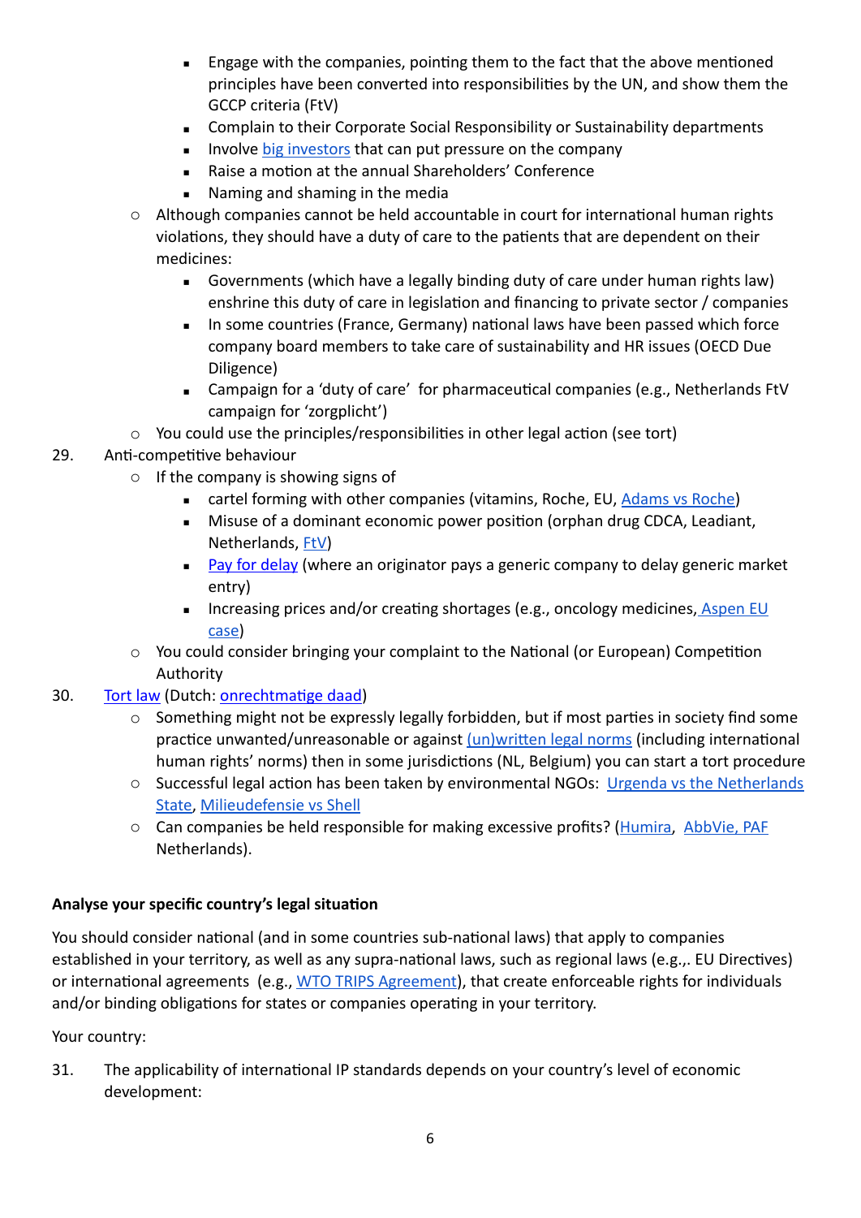- Engage with the companies, pointing them to the fact that the above mentioned principles have been converted into responsibilities by the UN, and show them the GCCP criteria (FtV)
        - Complain to their Corporate Social Responsibility or Sustainability departments
        - Involve big investors that can put pressure on the company
        - Raise a motion at the annual Shareholders' Conference
        - Naming and shaming in the media
    - Although companies cannot be held accountable in court for international human rights violations, they should have a duty of care to the patients that are dependent on their medicines:
        - Governments (which have a legally binding duty of care under human rights law) enshrine this duty of care in legislation and financing to private sector / companies
        - In some countries (France, Germany) national laws have been passed which force company board members to take care of sustainability and HR issues (OECD Due Diligence)
        - Campaign for a 'duty of care' for pharmaceutical companies (e.g., Netherlands FtV campaign for 'zorgplicht')
    - You could use the principles/responsibilities in other legal action (see tort)

29. Anti-competitive behaviour
    - If the company is showing signs of
        - cartel forming with other companies (vitamins, Roche, EU, Adams vs Roche)
        - Misuse of a dominant economic power position (orphan drug CDCA, Leadiant, Netherlands, FtV)
        - Pay for delay (where an originator pays a generic company to delay generic market entry)
        - Increasing prices and/or creating shortages (e.g., oncology medicines, Aspen EU case)
    - You could consider bringing your complaint to the National (or European) Competition Authority

30. Tort law (Dutch: onrechtmatige daad)
    - Something might not be expressly legally forbidden, but if most parties in society find some practice unwanted/unreasonable or against (un)written legal norms (including international human rights' norms) then in some jurisdictions (NL, Belgium) you can start a tort procedure
    - Successful legal action has been taken by environmental NGOs: Urgenda vs the Netherlands State, Milieudefensie vs Shell
    - Can companies be held responsible for making excessive profits? (Humira, AbbVie, PAF Netherlands).

**Analyse your specific country's legal situation**

You should consider national (and in some countries sub-national laws) that apply to companies established in your territory, as well as any supra-national laws, such as regional laws (e.g.,. EU Directives) or international agreements (e.g., WTO TRIPS Agreement), that create enforceable rights for individuals and/or binding obligations for states or companies operating in your territory.

Your country:

31. The applicability of international IP standards depends on your country's level of economic development: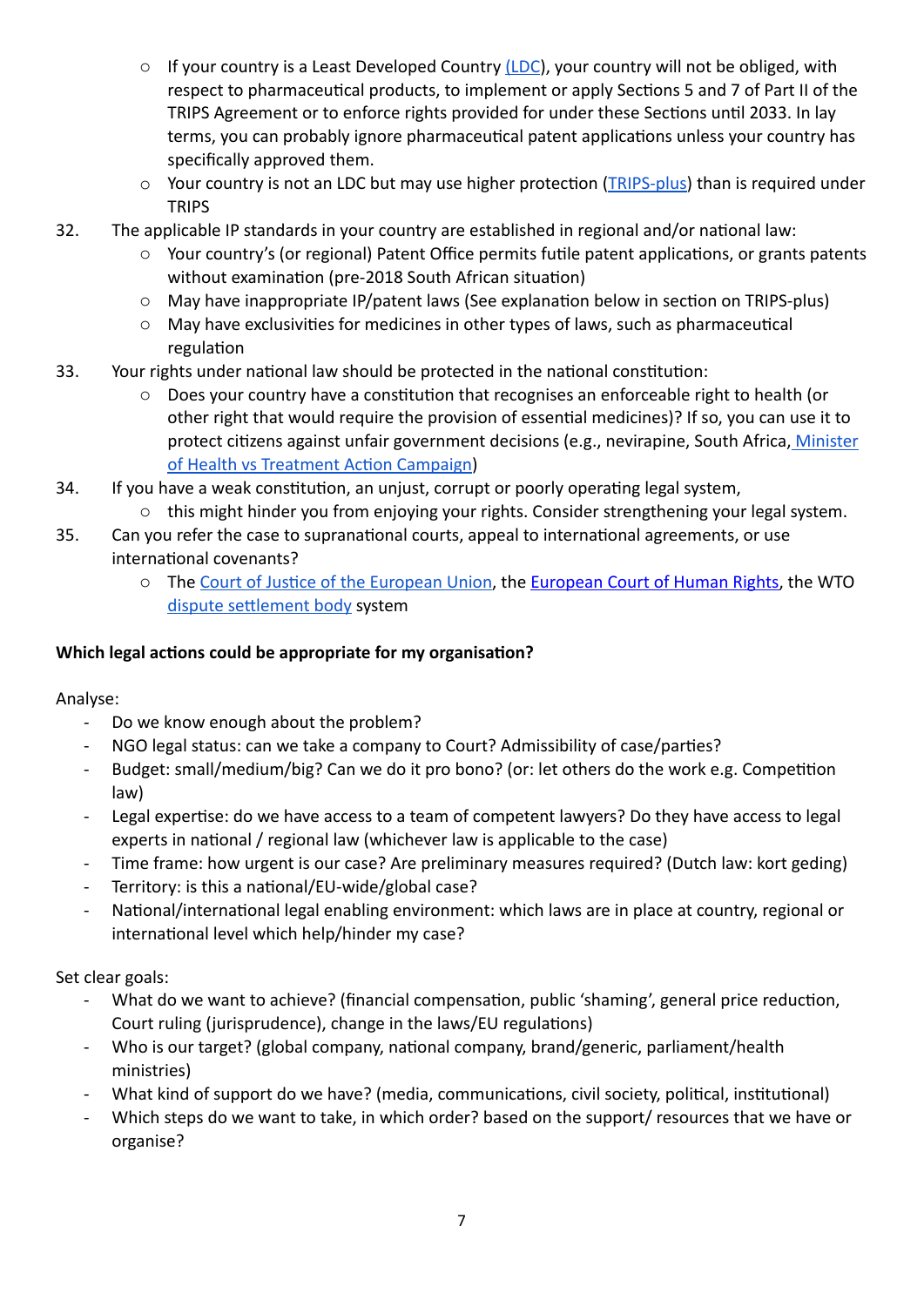- If your country is a Least Developed Country (LDC), your country will not be obliged, with respect to pharmaceutical products, to implement or apply Sections 5 and 7 of Part II of the TRIPS Agreement or to enforce rights provided for under these Sections until 2033. In lay terms, you can probably ignore pharmaceutical patent applications unless your country has specifically approved them.
   - Your country is not an LDC but may use higher protection (TRIPS-plus) than is required under TRIPS

32. The applicable IP standards in your country are established in regional and/or national law:
    - Your country's (or regional) Patent Office permits futile patent applications, or grants patents without examination (pre-2018 South African situation)
    - May have inappropriate IP/patent laws (See explanation below in section on TRIPS-plus)
    - May have exclusivities for medicines in other types of laws, such as pharmaceutical regulation
33. Your rights under national law should be protected in the national constitution:
    - Does your country have a constitution that recognises an enforceable right to health (or other right that would require the provision of essential medicines)? If so, you can use it to protect citizens against unfair government decisions (e.g., nevirapine, South Africa, Minister of Health vs Treatment Action Campaign)
34. If you have a weak constitution, an unjust, corrupt or poorly operating legal system,
    - this might hinder you from enjoying your rights. Consider strengthening your legal system.
35. Can you refer the case to supranational courts, appeal to international agreements, or use international covenants?
    - The Court of Justice of the European Union, the European Court of Human Rights, the WTO dispute settlement body system

**Which legal actions could be appropriate for my organisation?**

Analyse:

- Do we know enough about the problem?
- NGO legal status: can we take a company to Court? Admissibility of case/parties?
- Budget: small/medium/big? Can we do it pro bono? (or: let others do the work e.g. Competition law)
- Legal expertise: do we have access to a team of competent lawyers? Do they have access to legal experts in national / regional law (whichever law is applicable to the case)
- Time frame: how urgent is our case? Are preliminary measures required? (Dutch law: kort geding)
- Territory: is this a national/EU-wide/global case?
- National/international legal enabling environment: which laws are in place at country, regional or international level which help/hinder my case?

Set clear goals:

- What do we want to achieve? (financial compensation, public 'shaming', general price reduction, Court ruling (jurisprudence), change in the laws/EU regulations)
- Who is our target? (global company, national company, brand/generic, parliament/health ministries)
- What kind of support do we have? (media, communications, civil society, political, institutional)
- Which steps do we want to take, in which order? based on the support/ resources that we have or organise?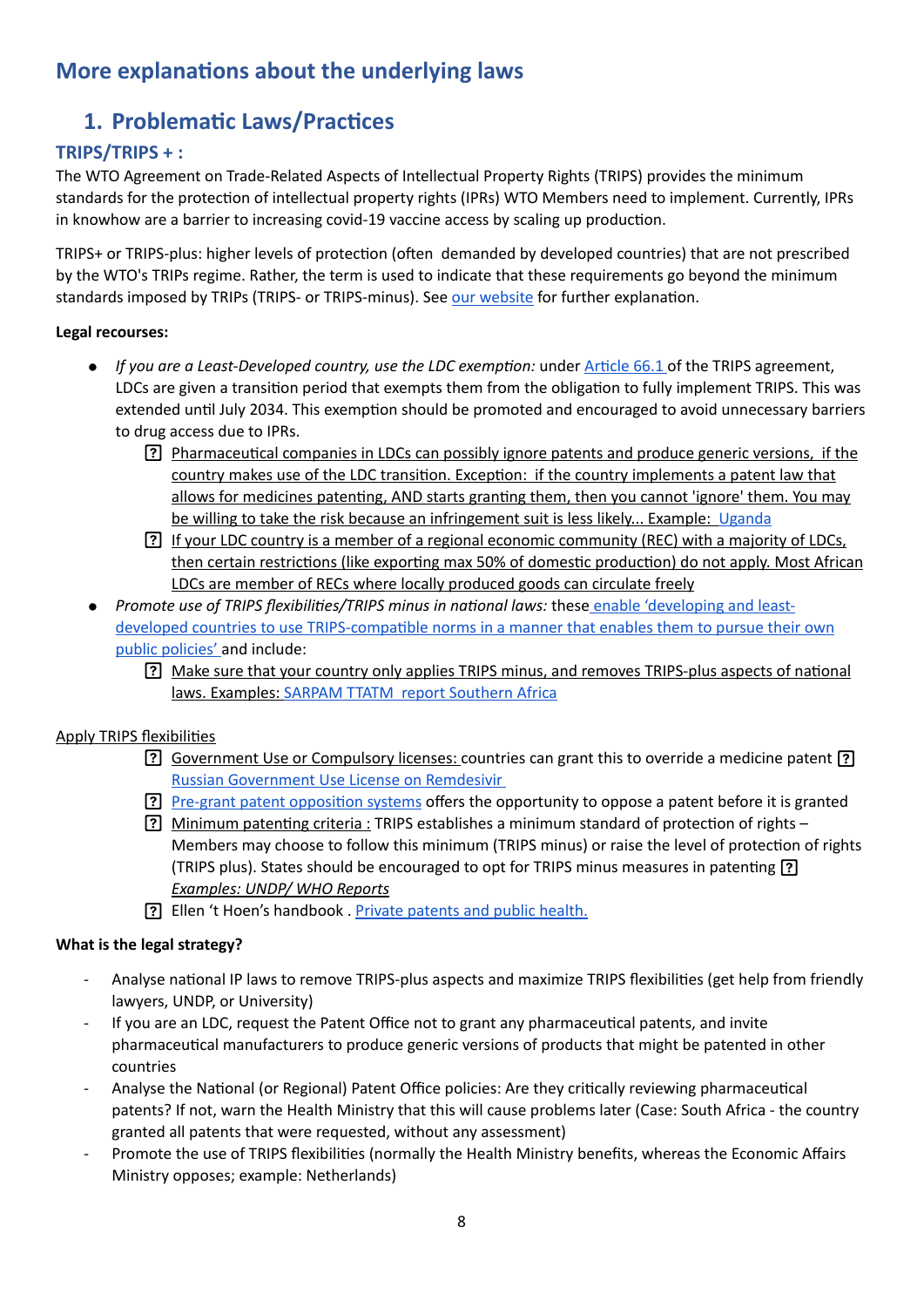# More explanations about the underlying laws

## 1. Problematic Laws/Practices

### TRIPS/TRIPS + :

The WTO Agreement on Trade-Related Aspects of Intellectual Property Rights (TRIPS) provides the minimum standards for the protection of intellectual property rights (IPRs) WTO Members need to implement. Currently, IPRs in knowhow are a barrier to increasing covid-19 vaccine access by scaling up production.

TRIPS+ or TRIPS-plus: higher levels of protection (often demanded by developed countries) that are not prescribed by the WTO's TRIPs regime. Rather, the term is used to indicate that these requirements go beyond the minimum standards imposed by TRIPS (TRIPS- or TRIPS-minus). See our website for further explanation.

**Legal recourses:**

- *If you are a Least-Developed country, use the LDC exemption:* under Article 66.1 of the TRIPS agreement, LDCs are given a transition period that exempts them from the obligation to fully implement TRIPS. This was extended until July 2034. This exemption should be promoted and encouraged to avoid unnecessary barriers to drug access due to IPRs.
  - Pharmaceutical companies in LDCs can possibly ignore patents and produce generic versions, if the country makes use of the LDC transition. Exception: if the country implements a patent law that allows for medicines patenting, AND starts granting them, then you cannot 'ignore' them. You may be willing to take the risk because an infringement suit is less likely... Example: Uganda
  - If your LDC country is a member of a regional economic community (REC) with a majority of LDCs, then certain restrictions (like exporting max 50% of domestic production) do not apply. Most African LDCs are member of RECs where locally produced goods can circulate freely
- *Promote use of TRIPS flexibilities/TRIPS minus in national laws:* these enable 'developing and least-developed countries to use TRIPS-compatible norms in a manner that enables them to pursue their own public policies' and include:
  - Make sure that your country only applies TRIPS minus, and removes TRIPS-plus aspects of national laws. Examples: SARPAM TTATM report Southern Africa

Apply TRIPS flexibilities

- Government Use or Compulsory licenses: countries can grant this to override a medicine patent
  - Russian Government Use License on Remdesivir
- Pre-grant patent opposition systems offers the opportunity to oppose a patent before it is granted
- Minimum patenting criteria : TRIPS establishes a minimum standard of protection of rights – Members may choose to follow this minimum (TRIPS minus) or raise the level of protection of rights (TRIPS plus). States should be encouraged to opt for TRIPS minus measures in patenting
  - *Examples: UNDP/ WHO Reports*
- Ellen 't Hoen's handbook . Private patents and public health.

**What is the legal strategy?**

- Analyse national IP laws to remove TRIPS-plus aspects and maximize TRIPS flexibilities (get help from friendly lawyers, UNDP, or University)
- If you are an LDC, request the Patent Office not to grant any pharmaceutical patents, and invite pharmaceutical manufacturers to produce generic versions of products that might be patented in other countries
- Analyse the National (or Regional) Patent Office policies: Are they critically reviewing pharmaceutical patents? If not, warn the Health Ministry that this will cause problems later (Case: South Africa - the country granted all patents that were requested, without any assessment)
- Promote the use of TRIPS flexibilities (normally the Health Ministry benefits, whereas the Economic Affairs Ministry opposes; example: Netherlands)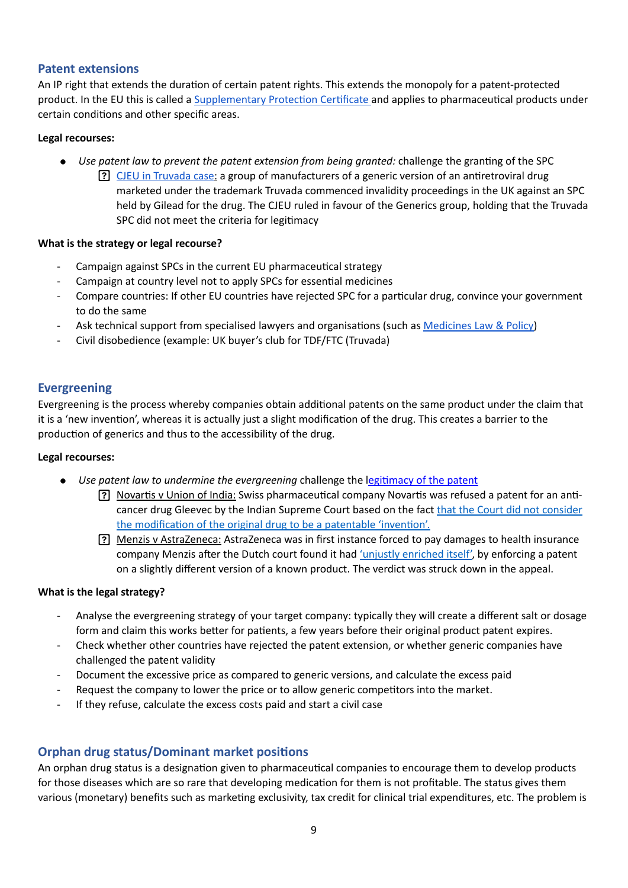## Patent extensions

An IP right that extends the duration of certain patent rights. This extends the monopoly for a patent-protected product. In the EU this is called a Supplementary Protection Certificate and applies to pharmaceutical products under certain conditions and other specific areas.

**Legal recourses:**

- *Use patent law to prevent the patent extension from being granted:* challenge the granting of the SPC
  - CJEU in Truvada case: a group of manufacturers of a generic version of an antiretroviral drug marketed under the trademark Truvada commenced invalidity proceedings in the UK against an SPC held by Gilead for the drug. The CJEU ruled in favour of the Generics group, holding that the Truvada SPC did not meet the criteria for legitimacy

**What is the strategy or legal recourse?**

- Campaign against SPCs in the current EU pharmaceutical strategy
- Campaign at country level not to apply SPCs for essential medicines
- Compare countries: If other EU countries have rejected SPC for a particular drug, convince your government to do the same
- Ask technical support from specialised lawyers and organisations (such as Medicines Law & Policy)
- Civil disobedience (example: UK buyer's club for TDF/FTC (Truvada)

## Evergreening

Evergreening is the process whereby companies obtain additional patents on the same product under the claim that it is a 'new invention', whereas it is actually just a slight modification of the drug. This creates a barrier to the production of generics and thus to the accessibility of the drug.

**Legal recourses:**

- *Use patent law to undermine the evergreening* challenge the legitimacy of the patent
  - Novartis v Union of India: Swiss pharmaceutical company Novartis was refused a patent for an anti-cancer drug Gleevec by the Indian Supreme Court based on the fact that the Court did not consider the modification of the original drug to be a patentable 'invention'.
  - Menzis v AstraZeneca: AstraZeneca was in first instance forced to pay damages to health insurance company Menzis after the Dutch court found it had 'unjustly enriched itself', by enforcing a patent on a slightly different version of a known product. The verdict was struck down in the appeal.

**What is the legal strategy?**

- Analyse the evergreening strategy of your target company: typically they will create a different salt or dosage form and claim this works better for patients, a few years before their original product patent expires.
- Check whether other countries have rejected the patent extension, or whether generic companies have challenged the patent validity
- Document the excessive price as compared to generic versions, and calculate the excess paid
- Request the company to lower the price or to allow generic competitors into the market.
- If they refuse, calculate the excess costs paid and start a civil case

## Orphan drug status/Dominant market positions

An orphan drug status is a designation given to pharmaceutical companies to encourage them to develop products for those diseases which are so rare that developing medication for them is not profitable. The status gives them various (monetary) benefits such as marketing exclusivity, tax credit for clinical trial expenditures, etc. The problem is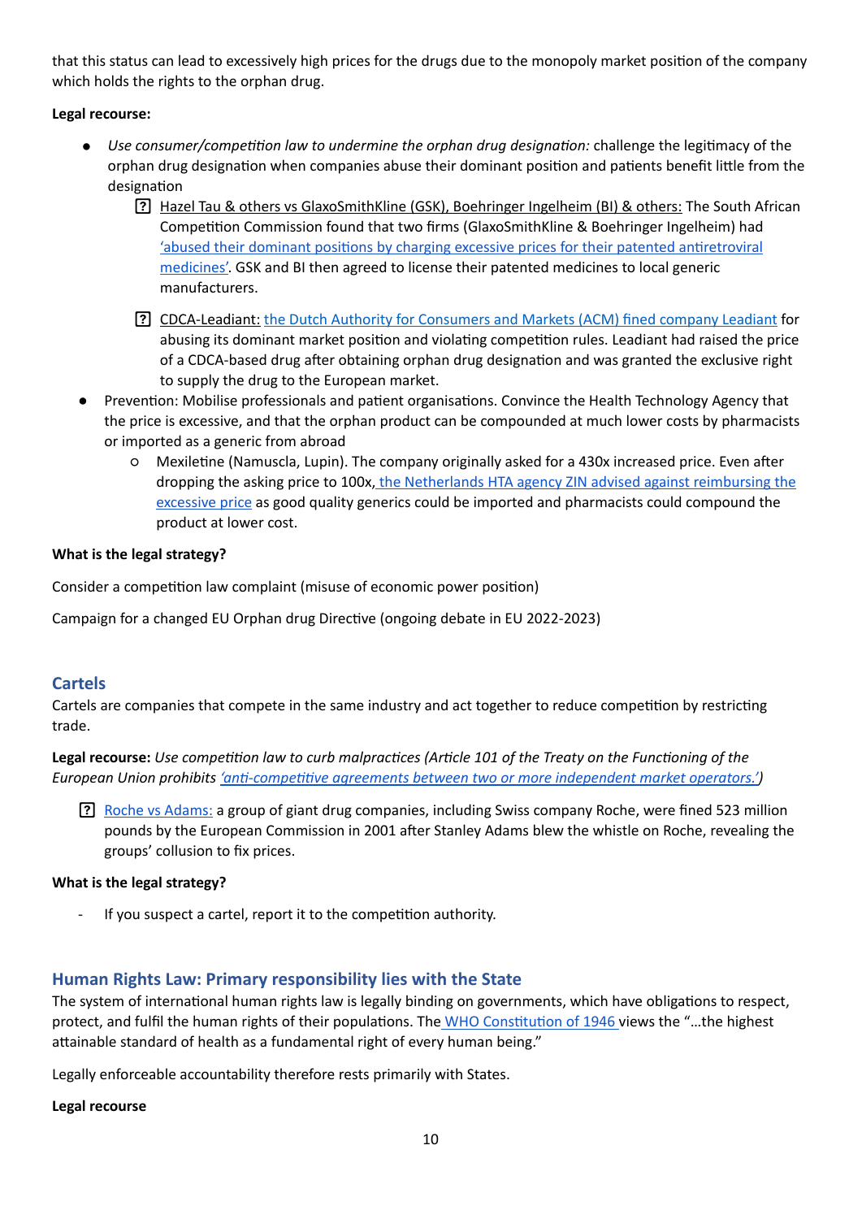that this status can lead to excessively high prices for the drugs due to the monopoly market position of the company which holds the rights to the orphan drug.

**Legal recourse:**

- *Use consumer/competition law to undermine the orphan drug designation:* challenge the legitimacy of the orphan drug designation when companies abuse their dominant position and patients benefit little from the designation
  - Hazel Tau & others vs GlaxoSmithKline (GSK), Boehringer Ingelheim (BI) & others: The South African Competition Commission found that two firms (GlaxoSmithKline & Boehringer Ingelheim) had 'abused their dominant positions by charging excessive prices for their patented antiretroviral medicines'. GSK and BI then agreed to license their patented medicines to local generic manufacturers.
  - CDCA-Leadiant: the Dutch Authority for Consumers and Markets (ACM) fined company Leadiant for abusing its dominant market position and violating competition rules. Leadiant had raised the price of a CDCA-based drug after obtaining orphan drug designation and was granted the exclusive right to supply the drug to the European market.
- Prevention: Mobilise professionals and patient organisations. Convince the Health Technology Agency that the price is excessive, and that the orphan product can be compounded at much lower costs by pharmacists or imported as a generic from abroad
  - Mexiletine (Namuscla, Lupin). The company originally asked for a 430x increased price. Even after dropping the asking price to 100x, the Netherlands HTA agency ZIN advised against reimbursing the excessive price as good quality generics could be imported and pharmacists could compound the product at lower cost.

**What is the legal strategy?**

Consider a competition law complaint (misuse of economic power position)

Campaign for a changed EU Orphan drug Directive (ongoing debate in EU 2022-2023)

## Cartels

Cartels are companies that compete in the same industry and act together to reduce competition by restricting trade.

**Legal recourse:** *Use competition law to curb malpractices (Article 101 of the Treaty on the Functioning of the European Union prohibits 'anti-competitive agreements between two or more independent market operators.')*

- Roche vs Adams: a group of giant drug companies, including Swiss company Roche, were fined 523 million pounds by the European Commission in 2001 after Stanley Adams blew the whistle on Roche, revealing the groups' collusion to fix prices.

**What is the legal strategy?**

- If you suspect a cartel, report it to the competition authority.

## Human Rights Law: Primary responsibility lies with the State

The system of international human rights law is legally binding on governments, which have obligations to respect, protect, and fulfil the human rights of their populations. The WHO Constitution of 1946 views the "…the highest attainable standard of health as a fundamental right of every human being."

Legally enforceable accountability therefore rests primarily with States.

**Legal recourse**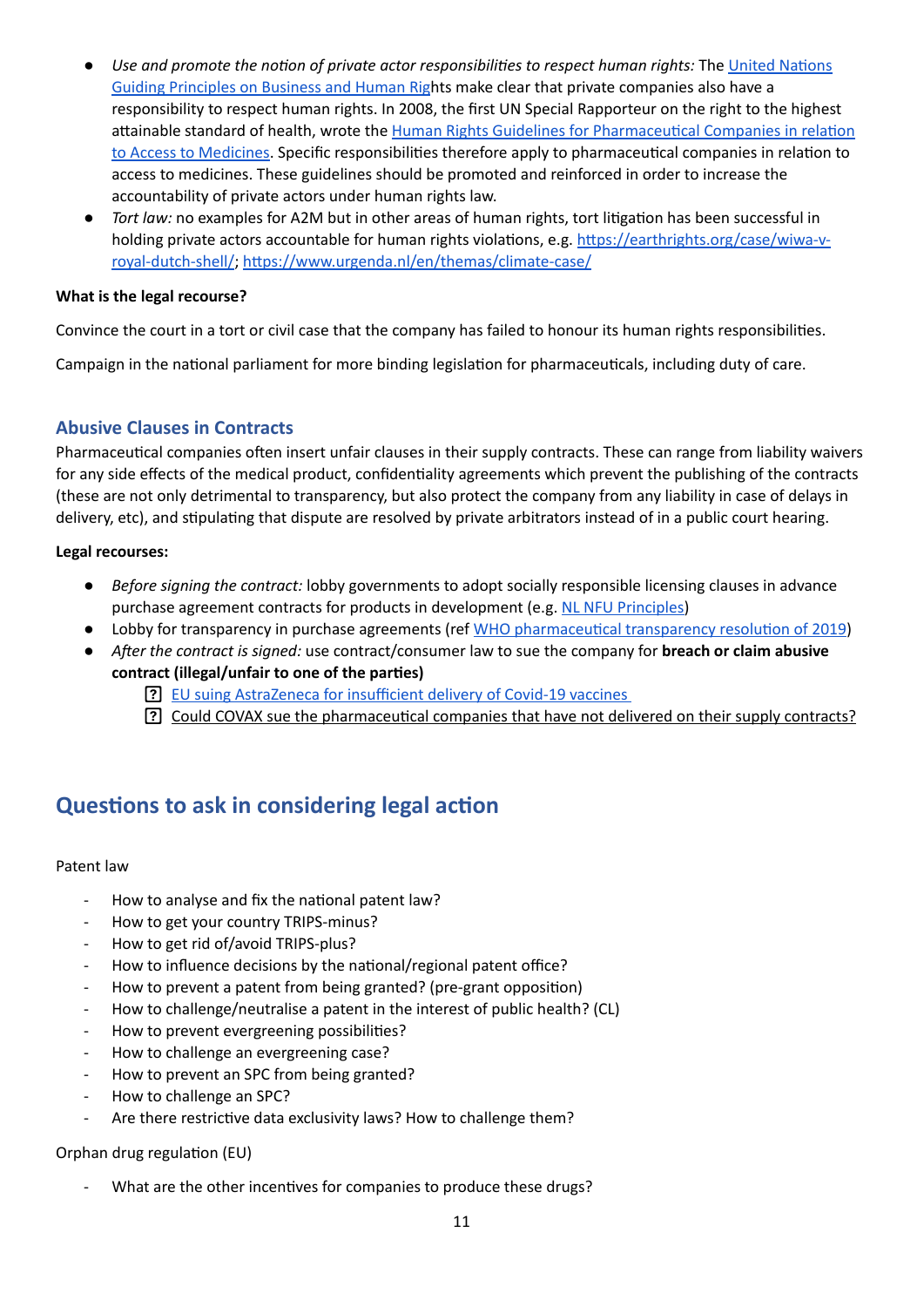- *Use and promote the notion of private actor responsibilities to respect human rights:* The United Nations Guiding Principles on Business and Human Rights make clear that private companies also have a responsibility to respect human rights. In 2008, the first UN Special Rapporteur on the right to the highest attainable standard of health, wrote the Human Rights Guidelines for Pharmaceutical Companies in relation to Access to Medicines. Specific responsibilities therefore apply to pharmaceutical companies in relation to access to medicines. These guidelines should be promoted and reinforced in order to increase the accountability of private actors under human rights law.
- *Tort law:* no examples for A2M but in other areas of human rights, tort litigation has been successful in holding private actors accountable for human rights violations, e.g. https://earthrights.org/case/wiwa-v-royal-dutch-shell/; https://www.urgenda.nl/en/themas/climate-case/

**What is the legal recourse?**

Convince the court in a tort or civil case that the company has failed to honour its human rights responsibilities.

Campaign in the national parliament for more binding legislation for pharmaceuticals, including duty of care.

### Abusive Clauses in Contracts

Pharmaceutical companies often insert unfair clauses in their supply contracts. These can range from liability waivers for any side effects of the medical product, confidentiality agreements which prevent the publishing of the contracts (these are not only detrimental to transparency, but also protect the company from any liability in case of delays in delivery, etc), and stipulating that dispute are resolved by private arbitrators instead of in a public court hearing.

**Legal recourses:**

- *Before signing the contract:* lobby governments to adopt socially responsible licensing clauses in advance purchase agreement contracts for products in development (e.g. NL NFU Principles)
- Lobby for transparency in purchase agreements (ref WHO pharmaceutical transparency resolution of 2019)
- *After the contract is signed:* use contract/consumer law to sue the company for **breach or claim abusive contract (illegal/unfair to one of the parties)**
    - EU suing AstraZeneca for insufficient delivery of Covid-19 vaccines
    - Could COVAX sue the pharmaceutical companies that have not delivered on their supply contracts?

## Questions to ask in considering legal action

Patent law

- How to analyse and fix the national patent law?
- How to get your country TRIPS-minus?
- How to get rid of/avoid TRIPS-plus?
- How to influence decisions by the national/regional patent office?
- How to prevent a patent from being granted? (pre-grant opposition)
- How to challenge/neutralise a patent in the interest of public health? (CL)
- How to prevent evergreening possibilities?
- How to challenge an evergreening case?
- How to prevent an SPC from being granted?
- How to challenge an SPC?
- Are there restrictive data exclusivity laws? How to challenge them?

Orphan drug regulation (EU)

- What are the other incentives for companies to produce these drugs?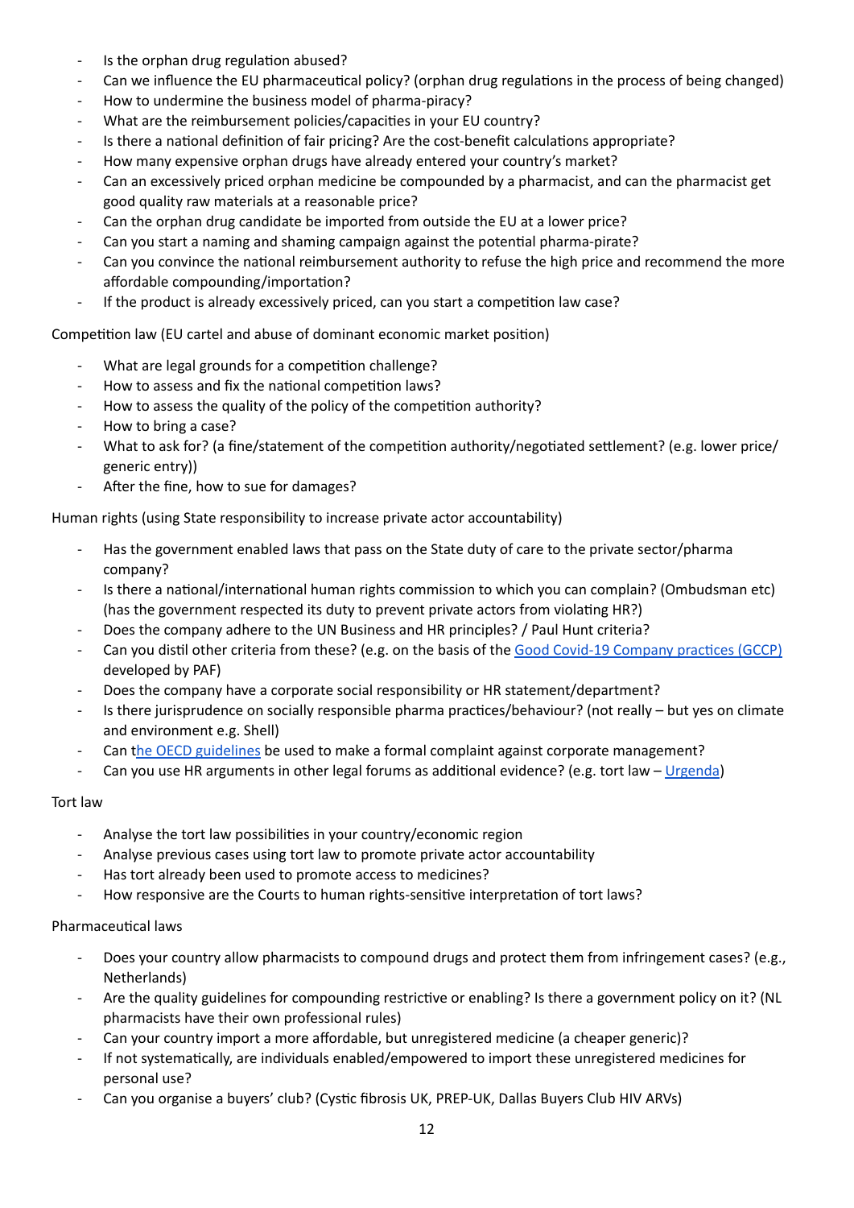- Is the orphan drug regulation abused?
- Can we influence the EU pharmaceutical policy? (orphan drug regulations in the process of being changed)
- How to undermine the business model of pharma-piracy?
- What are the reimbursement policies/capacities in your EU country?
- Is there a national definition of fair pricing? Are the cost-benefit calculations appropriate?
- How many expensive orphan drugs have already entered your country's market?
- Can an excessively priced orphan medicine be compounded by a pharmacist, and can the pharmacist get good quality raw materials at a reasonable price?
- Can the orphan drug candidate be imported from outside the EU at a lower price?
- Can you start a naming and shaming campaign against the potential pharma-pirate?
- Can you convince the national reimbursement authority to refuse the high price and recommend the more affordable compounding/importation?
- If the product is already excessively priced, can you start a competition law case?

Competition law (EU cartel and abuse of dominant economic market position)

- What are legal grounds for a competition challenge?
- How to assess and fix the national competition laws?
- How to assess the quality of the policy of the competition authority?
- How to bring a case?
- What to ask for? (a fine/statement of the competition authority/negotiated settlement? (e.g. lower price/ generic entry))
- After the fine, how to sue for damages?

Human rights (using State responsibility to increase private actor accountability)

- Has the government enabled laws that pass on the State duty of care to the private sector/pharma company?
- Is there a national/international human rights commission to which you can complain? (Ombudsman etc) (has the government respected its duty to prevent private actors from violating HR?)
- Does the company adhere to the UN Business and HR principles? / Paul Hunt criteria?
- Can you distil other criteria from these? (e.g. on the basis of the Good Covid-19 Company practices (GCCP) developed by PAF)
- Does the company have a corporate social responsibility or HR statement/department?
- Is there jurisprudence on socially responsible pharma practices/behaviour? (not really – but yes on climate and environment e.g. Shell)
- Can the OECD guidelines be used to make a formal complaint against corporate management?
- Can you use HR arguments in other legal forums as additional evidence? (e.g. tort law – Urgenda)

Tort law

- Analyse the tort law possibilities in your country/economic region
- Analyse previous cases using tort law to promote private actor accountability
- Has tort already been used to promote access to medicines?
- How responsive are the Courts to human rights-sensitive interpretation of tort laws?

Pharmaceutical laws

- Does your country allow pharmacists to compound drugs and protect them from infringement cases? (e.g., Netherlands)
- Are the quality guidelines for compounding restrictive or enabling? Is there a government policy on it? (NL pharmacists have their own professional rules)
- Can your country import a more affordable, but unregistered medicine (a cheaper generic)?
- If not systematically, are individuals enabled/empowered to import these unregistered medicines for personal use?
- Can you organise a buyers' club? (Cystic fibrosis UK, PREP-UK, Dallas Buyers Club HIV ARVs)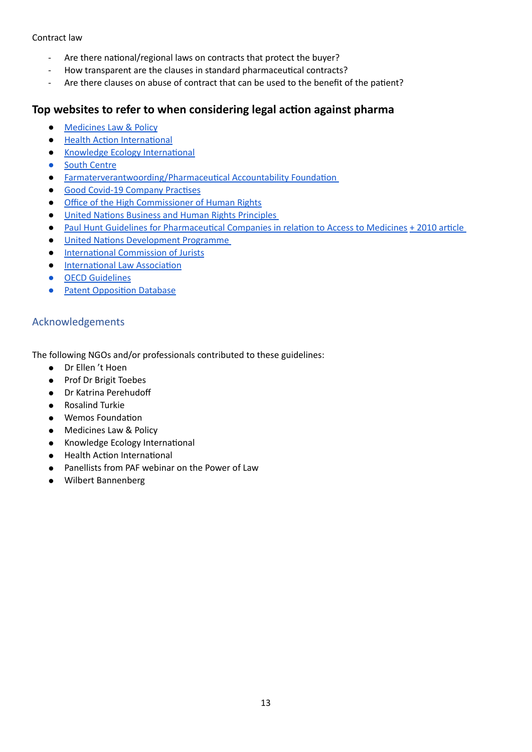Contract law

- Are there national/regional laws on contracts that protect the buyer?
- How transparent are the clauses in standard pharmaceutical contracts?
- Are there clauses on abuse of contract that can be used to the benefit of the patient?

## Top websites to refer to when considering legal action against pharma

- Medicines Law & Policy
- Health Action International
- Knowledge Ecology International
- South Centre
- Farmaterverantwoording/Pharmaceutical Accountability Foundation
- Good Covid-19 Company Practises
- Office of the High Commissioner of Human Rights
- United Nations Business and Human Rights Principles
- Paul Hunt Guidelines for Pharmaceutical Companies in relation to Access to Medicines + 2010 article
- United Nations Development Programme
- International Commission of Jurists
- International Law Association
- OECD Guidelines
- Patent Opposition Database

## Acknowledgements

The following NGOs and/or professionals contributed to these guidelines:

- Dr Ellen 't Hoen
- Prof Dr Brigit Toebes
- Dr Katrina Perehudoff
- Rosalind Turkie
- Wemos Foundation
- Medicines Law & Policy
- Knowledge Ecology International
- Health Action International
- Panellists from PAF webinar on the Power of Law
- Wilbert Bannenberg